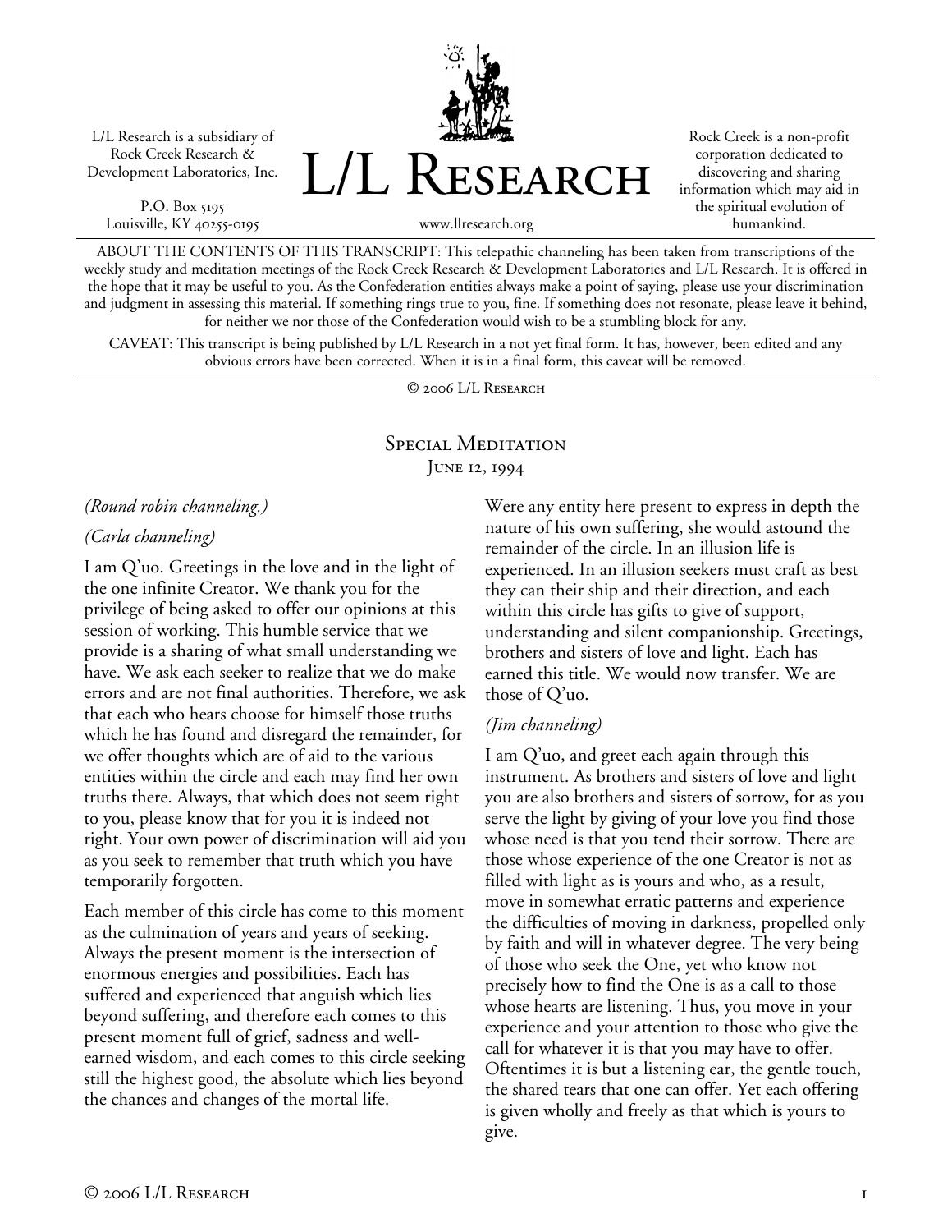L/L Research is a subsidiary of Rock Creek Research & Development Laboratories, Inc.

P.O. Box 5195
Louisville, KY 40255-0195

# L/L Research

www.llresearch.org

Rock Creek is a non-profit corporation dedicated to discovering and sharing information which may aid in the spiritual evolution of humankind.

ABOUT THE CONTENTS OF THIS TRANSCRIPT: This telepathic channeling has been taken from transcriptions of the weekly study and meditation meetings of the Rock Creek Research & Development Laboratories and L/L Research. It is offered in the hope that it may be useful to you. As the Confederation entities always make a point of saying, please use your discrimination and judgment in assessing this material. If something rings true to you, fine. If something does not resonate, please leave it behind, for neither we nor those of the Confederation would wish to be a stumbling block for any.

CAVEAT: This transcript is being published by L/L Research in a not yet final form. It has, however, been edited and any obvious errors have been corrected. When it is in a final form, this caveat will be removed.

© 2006 L/L Research

## Special Meditation
### June 12, 1994

*(Round robin channeling.)*

*(Carla channeling)*

I am Q'uo. Greetings in the love and in the light of the one infinite Creator. We thank you for the privilege of being asked to offer our opinions at this session of working. This humble service that we provide is a sharing of what small understanding we have. We ask each seeker to realize that we do make errors and are not final authorities. Therefore, we ask that each who hears choose for himself those truths which he has found and disregard the remainder, for we offer thoughts which are of aid to the various entities within the circle and each may find her own truths there. Always, that which does not seem right to you, please know that for you it is indeed not right. Your own power of discrimination will aid you as you seek to remember that truth which you have temporarily forgotten.

Each member of this circle has come to this moment as the culmination of years and years of seeking. Always the present moment is the intersection of enormous energies and possibilities. Each has suffered and experienced that anguish which lies beyond suffering, and therefore each comes to this present moment full of grief, sadness and well-earned wisdom, and each comes to this circle seeking still the highest good, the absolute which lies beyond the chances and changes of the mortal life.

Were any entity here present to express in depth the nature of his own suffering, she would astound the remainder of the circle. In an illusion life is experienced. In an illusion seekers must craft as best they can their ship and their direction, and each within this circle has gifts to give of support, understanding and silent companionship. Greetings, brothers and sisters of love and light. Each has earned this title. We would now transfer. We are those of Q'uo.

*(Jim channeling)*

I am Q'uo, and greet each again through this instrument. As brothers and sisters of love and light you are also brothers and sisters of sorrow, for as you serve the light by giving of your love you find those whose need is that you tend their sorrow. There are those whose experience of the one Creator is not as filled with light as is yours and who, as a result, move in somewhat erratic patterns and experience the difficulties of moving in darkness, propelled only by faith and will in whatever degree. The very being of those who seek the One, yet who know not precisely how to find the One is as a call to those whose hearts are listening. Thus, you move in your experience and your attention to those who give the call for whatever it is that you may have to offer. Oftentimes it is but a listening ear, the gentle touch, the shared tears that one can offer. Yet each offering is given wholly and freely as that which is yours to give.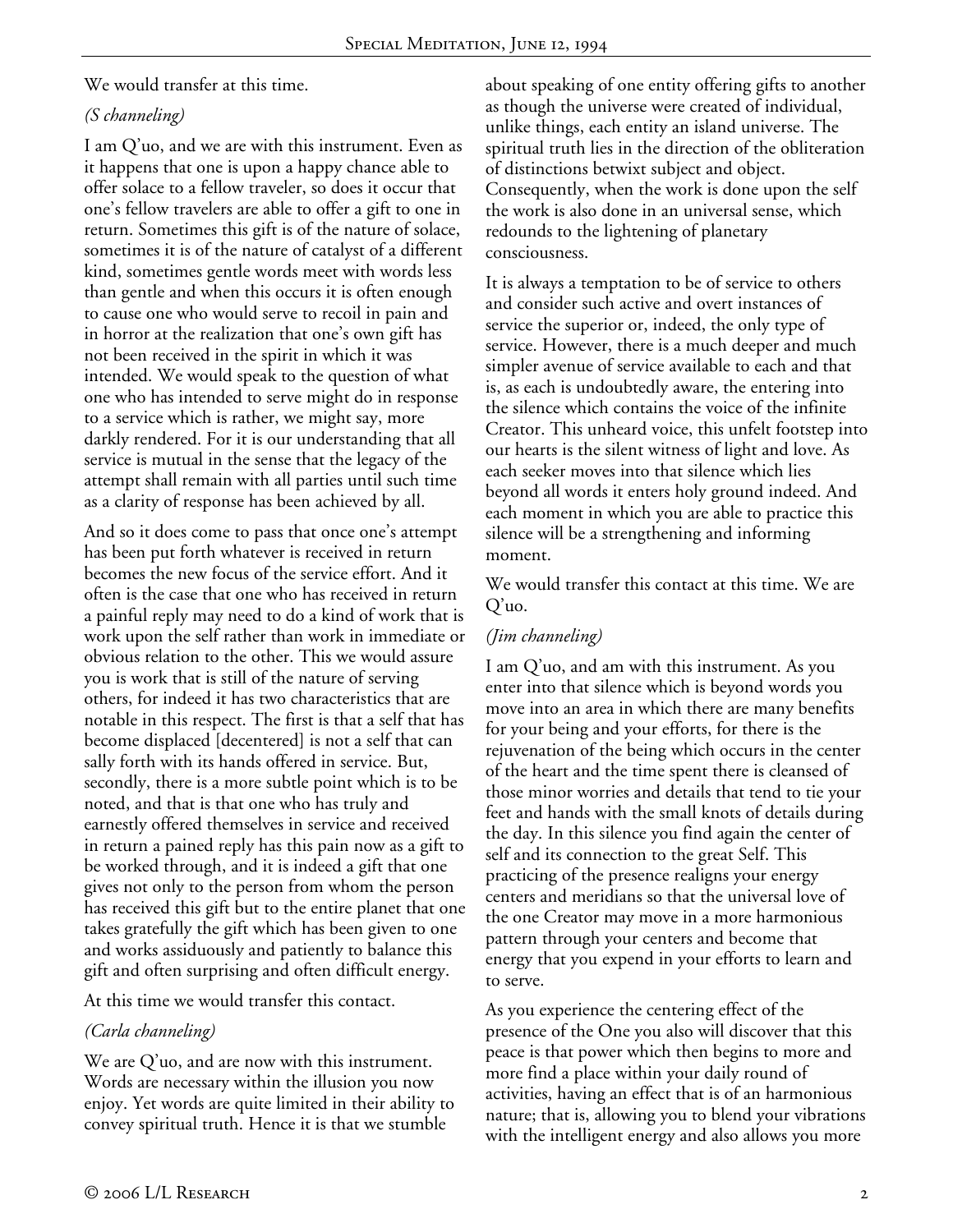We would transfer at this time.

*(S channeling)*

I am Q'uo, and we are with this instrument. Even as it happens that one is upon a happy chance able to offer solace to a fellow traveler, so does it occur that one's fellow travelers are able to offer a gift to one in return. Sometimes this gift is of the nature of solace, sometimes it is of the nature of catalyst of a different kind, sometimes gentle words meet with words less than gentle and when this occurs it is often enough to cause one who would serve to recoil in pain and in horror at the realization that one's own gift has not been received in the spirit in which it was intended. We would speak to the question of what one who has intended to serve might do in response to a service which is rather, we might say, more darkly rendered. For it is our understanding that all service is mutual in the sense that the legacy of the attempt shall remain with all parties until such time as a clarity of response has been achieved by all.

And so it does come to pass that once one's attempt has been put forth whatever is received in return becomes the new focus of the service effort. And it often is the case that one who has received in return a painful reply may need to do a kind of work that is work upon the self rather than work in immediate or obvious relation to the other. This we would assure you is work that is still of the nature of serving others, for indeed it has two characteristics that are notable in this respect. The first is that a self that has become displaced [decentered] is not a self that can sally forth with its hands offered in service. But, secondly, there is a more subtle point which is to be noted, and that is that one who has truly and earnestly offered themselves in service and received in return a pained reply has this pain now as a gift to be worked through, and it is indeed a gift that one gives not only to the person from whom the person has received this gift but to the entire planet that one takes gratefully the gift which has been given to one and works assiduously and patiently to balance this gift and often surprising and often difficult energy.

At this time we would transfer this contact.

*(Carla channeling)*

We are Q'uo, and are now with this instrument. Words are necessary within the illusion you now enjoy. Yet words are quite limited in their ability to convey spiritual truth. Hence it is that we stumble about speaking of one entity offering gifts to another as though the universe were created of individual, unlike things, each entity an island universe. The spiritual truth lies in the direction of the obliteration of distinctions betwixt subject and object. Consequently, when the work is done upon the self the work is also done in an universal sense, which redounds to the lightening of planetary consciousness.

It is always a temptation to be of service to others and consider such active and overt instances of service the superior or, indeed, the only type of service. However, there is a much deeper and much simpler avenue of service available to each and that is, as each is undoubtedly aware, the entering into the silence which contains the voice of the infinite Creator. This unheard voice, this unfelt footstep into our hearts is the silent witness of light and love. As each seeker moves into that silence which lies beyond all words it enters holy ground indeed. And each moment in which you are able to practice this silence will be a strengthening and informing moment.

We would transfer this contact at this time. We are Q'uo.

*(Jim channeling)*

I am Q'uo, and am with this instrument. As you enter into that silence which is beyond words you move into an area in which there are many benefits for your being and your efforts, for there is the rejuvenation of the being which occurs in the center of the heart and the time spent there is cleansed of those minor worries and details that tend to tie your feet and hands with the small knots of details during the day. In this silence you find again the center of self and its connection to the great Self. This practicing of the presence realigns your energy centers and meridians so that the universal love of the one Creator may move in a more harmonious pattern through your centers and become that energy that you expend in your efforts to learn and to serve.

As you experience the centering effect of the presence of the One you also will discover that this peace is that power which then begins to more and more find a place within your daily round of activities, having an effect that is of an harmonious nature; that is, allowing you to blend your vibrations with the intelligent energy and also allows you more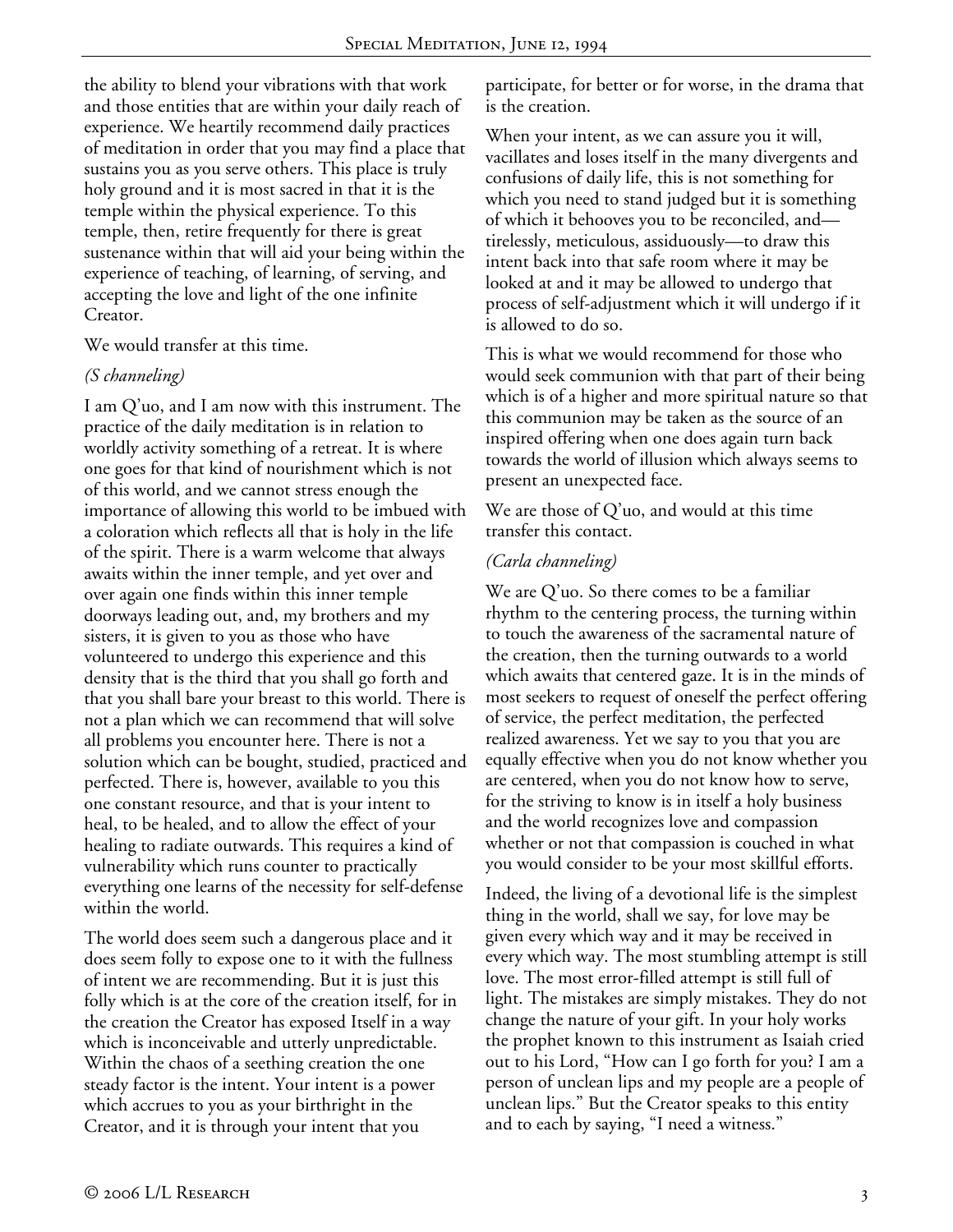the ability to blend your vibrations with that work and those entities that are within your daily reach of experience. We heartily recommend daily practices of meditation in order that you may find a place that sustains you as you serve others. This place is truly holy ground and it is most sacred in that it is the temple within the physical experience. To this temple, then, retire frequently for there is great sustenance within that will aid your being within the experience of teaching, of learning, of serving, and accepting the love and light of the one infinite Creator.

We would transfer at this time.

*(S channeling)*

I am Q'uo, and I am now with this instrument. The practice of the daily meditation is in relation to worldly activity something of a retreat. It is where one goes for that kind of nourishment which is not of this world, and we cannot stress enough the importance of allowing this world to be imbued with a coloration which reflects all that is holy in the life of the spirit. There is a warm welcome that always awaits within the inner temple, and yet over and over again one finds within this inner temple doorways leading out, and, my brothers and my sisters, it is given to you as those who have volunteered to undergo this experience and this density that is the third that you shall go forth and that you shall bare your breast to this world. There is not a plan which we can recommend that will solve all problems you encounter here. There is not a solution which can be bought, studied, practiced and perfected. There is, however, available to you this one constant resource, and that is your intent to heal, to be healed, and to allow the effect of your healing to radiate outwards. This requires a kind of vulnerability which runs counter to practically everything one learns of the necessity for self-defense within the world.

The world does seem such a dangerous place and it does seem folly to expose one to it with the fullness of intent we are recommending. But it is just this folly which is at the core of the creation itself, for in the creation the Creator has exposed Itself in a way which is inconceivable and utterly unpredictable. Within the chaos of a seething creation the one steady factor is the intent. Your intent is a power which accrues to you as your birthright in the Creator, and it is through your intent that you participate, for better or for worse, in the drama that is the creation.

When your intent, as we can assure you it will, vacillates and loses itself in the many divergents and confusions of daily life, this is not something for which you need to stand judged but it is something of which it behooves you to be reconciled, and—tirelessly, meticulous, assiduously—to draw this intent back into that safe room where it may be looked at and it may be allowed to undergo that process of self-adjustment which it will undergo if it is allowed to do so.

This is what we would recommend for those who would seek communion with that part of their being which is of a higher and more spiritual nature so that this communion may be taken as the source of an inspired offering when one does again turn back towards the world of illusion which always seems to present an unexpected face.

We are those of Q'uo, and would at this time transfer this contact.

*(Carla channeling)*

We are Q'uo. So there comes to be a familiar rhythm to the centering process, the turning within to touch the awareness of the sacramental nature of the creation, then the turning outwards to a world which awaits that centered gaze. It is in the minds of most seekers to request of oneself the perfect offering of service, the perfect meditation, the perfected realized awareness. Yet we say to you that you are equally effective when you do not know whether you are centered, when you do not know how to serve, for the striving to know is in itself a holy business and the world recognizes love and compassion whether or not that compassion is couched in what you would consider to be your most skillful efforts.

Indeed, the living of a devotional life is the simplest thing in the world, shall we say, for love may be given every which way and it may be received in every which way. The most stumbling attempt is still love. The most error-filled attempt is still full of light. The mistakes are simply mistakes. They do not change the nature of your gift. In your holy works the prophet known to this instrument as Isaiah cried out to his Lord, "How can I go forth for you? I am a person of unclean lips and my people are a people of unclean lips." But the Creator speaks to this entity and to each by saying, "I need a witness."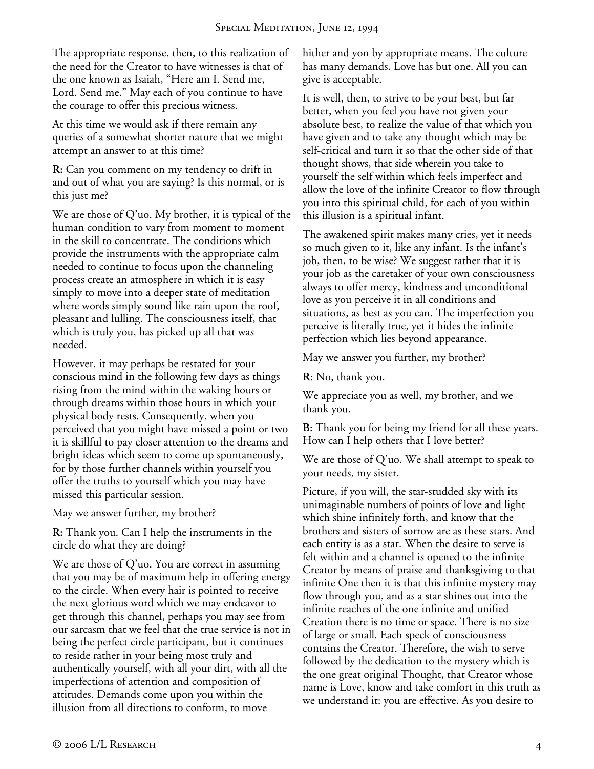The appropriate response, then, to this realization of the need for the Creator to have witnesses is that of the one known as Isaiah, "Here am I. Send me, Lord. Send me." May each of you continue to have the courage to offer this precious witness.

At this time we would ask if there remain any queries of a somewhat shorter nature that we might attempt an answer to at this time?

**R:** Can you comment on my tendency to drift in and out of what you are saying? Is this normal, or is this just me?

We are those of Q'uo. My brother, it is typical of the human condition to vary from moment to moment in the skill to concentrate. The conditions which provide the instruments with the appropriate calm needed to continue to focus upon the channeling process create an atmosphere in which it is easy simply to move into a deeper state of meditation where words simply sound like rain upon the roof, pleasant and lulling. The consciousness itself, that which is truly you, has picked up all that was needed.

However, it may perhaps be restated for your conscious mind in the following few days as things rising from the mind within the waking hours or through dreams within those hours in which your physical body rests. Consequently, when you perceived that you might have missed a point or two it is skillful to pay closer attention to the dreams and bright ideas which seem to come up spontaneously, for by those further channels within yourself you offer the truths to yourself which you may have missed this particular session.

May we answer further, my brother?

**R:** Thank you. Can I help the instruments in the circle do what they are doing?

We are those of Q'uo. You are correct in assuming that you may be of maximum help in offering energy to the circle. When every hair is pointed to receive the next glorious word which we may endeavor to get through this channel, perhaps you may see from our sarcasm that we feel that the true service is not in being the perfect circle participant, but it continues to reside rather in your being most truly and authentically yourself, with all your dirt, with all the imperfections of attention and composition of attitudes. Demands come upon you within the illusion from all directions to conform, to move hither and yon by appropriate means. The culture has many demands. Love has but one. All you can give is acceptable.

It is well, then, to strive to be your best, but far better, when you feel you have not given your absolute best, to realize the value of that which you have given and to take any thought which may be self-critical and turn it so that the other side of that thought shows, that side wherein you take to yourself the self within which feels imperfect and allow the love of the infinite Creator to flow through you into this spiritual child, for each of you within this illusion is a spiritual infant.

The awakened spirit makes many cries, yet it needs so much given to it, like any infant. Is the infant's job, then, to be wise? We suggest rather that it is your job as the caretaker of your own consciousness always to offer mercy, kindness and unconditional love as you perceive it in all conditions and situations, as best as you can. The imperfection you perceive is literally true, yet it hides the infinite perfection which lies beyond appearance.

May we answer you further, my brother?

**R:** No, thank you.

We appreciate you as well, my brother, and we thank you.

**B:** Thank you for being my friend for all these years. How can I help others that I love better?

We are those of Q'uo. We shall attempt to speak to your needs, my sister.

Picture, if you will, the star-studded sky with its unimaginable numbers of points of love and light which shine infinitely forth, and know that the brothers and sisters of sorrow are as these stars. And each entity is as a star. When the desire to serve is felt within and a channel is opened to the infinite Creator by means of praise and thanksgiving to that infinite One then it is that this infinite mystery may flow through you, and as a star shines out into the infinite reaches of the one infinite and unified Creation there is no time or space. There is no size of large or small. Each speck of consciousness contains the Creator. Therefore, the wish to serve followed by the dedication to the mystery which is the one great original Thought, that Creator whose name is Love, know and take comfort in this truth as we understand it: you are effective. As you desire to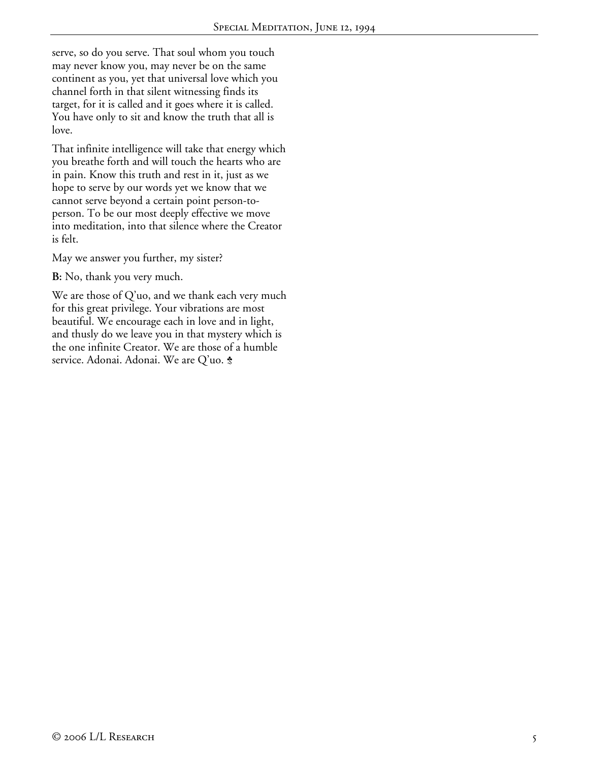serve, so do you serve. That soul whom you touch may never know you, may never be on the same continent as you, yet that universal love which you channel forth in that silent witnessing finds its target, for it is called and it goes where it is called. You have only to sit and know the truth that all is love.

That infinite intelligence will take that energy which you breathe forth and will touch the hearts who are in pain. Know this truth and rest in it, just as we hope to serve by our words yet we know that we cannot serve beyond a certain point person-to-person. To be our most deeply effective we move into meditation, into that silence where the Creator is felt.

May we answer you further, my sister?

**B:** No, thank you very much.

We are those of Q'uo, and we thank each very much for this great privilege. Your vibrations are most beautiful. We encourage each in love and in light, and thusly do we leave you in that mystery which is the one infinite Creator. We are those of a humble service. Adonai. Adonai. We are Q'uo.